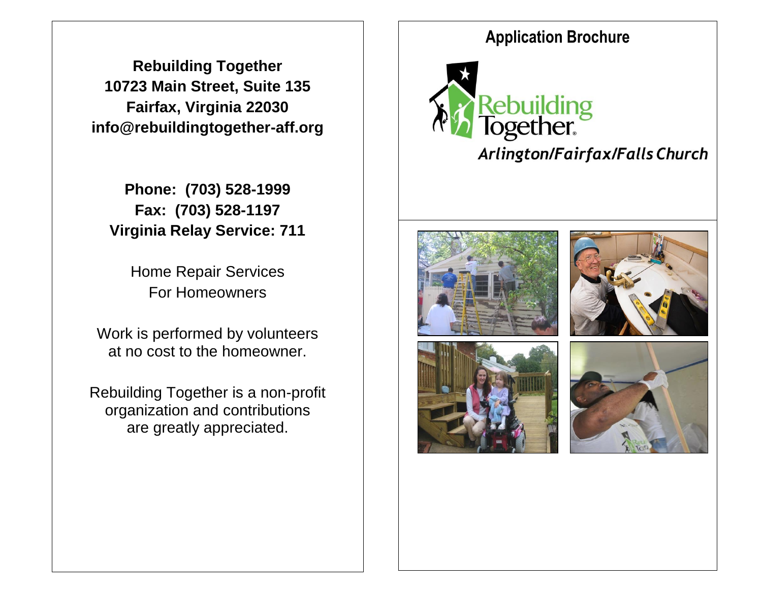**Rebuilding Together**
**10723 Main Street, Suite 135**
**Fairfax, Virginia 22030**
**info@rebuildingtogether-aff.org**

**Phone: (703) 528-1999**
**Fax: (703) 528-1197**
**Virginia Relay Service: 711**

Home Repair Services
For Homeowners

Work is performed by volunteers at no cost to the homeowner.

Rebuilding Together is a non-profit organization and contributions are greatly appreciated.

# Application Brochure

Rebuilding Together

*Arlington/Fairfax/Falls Church*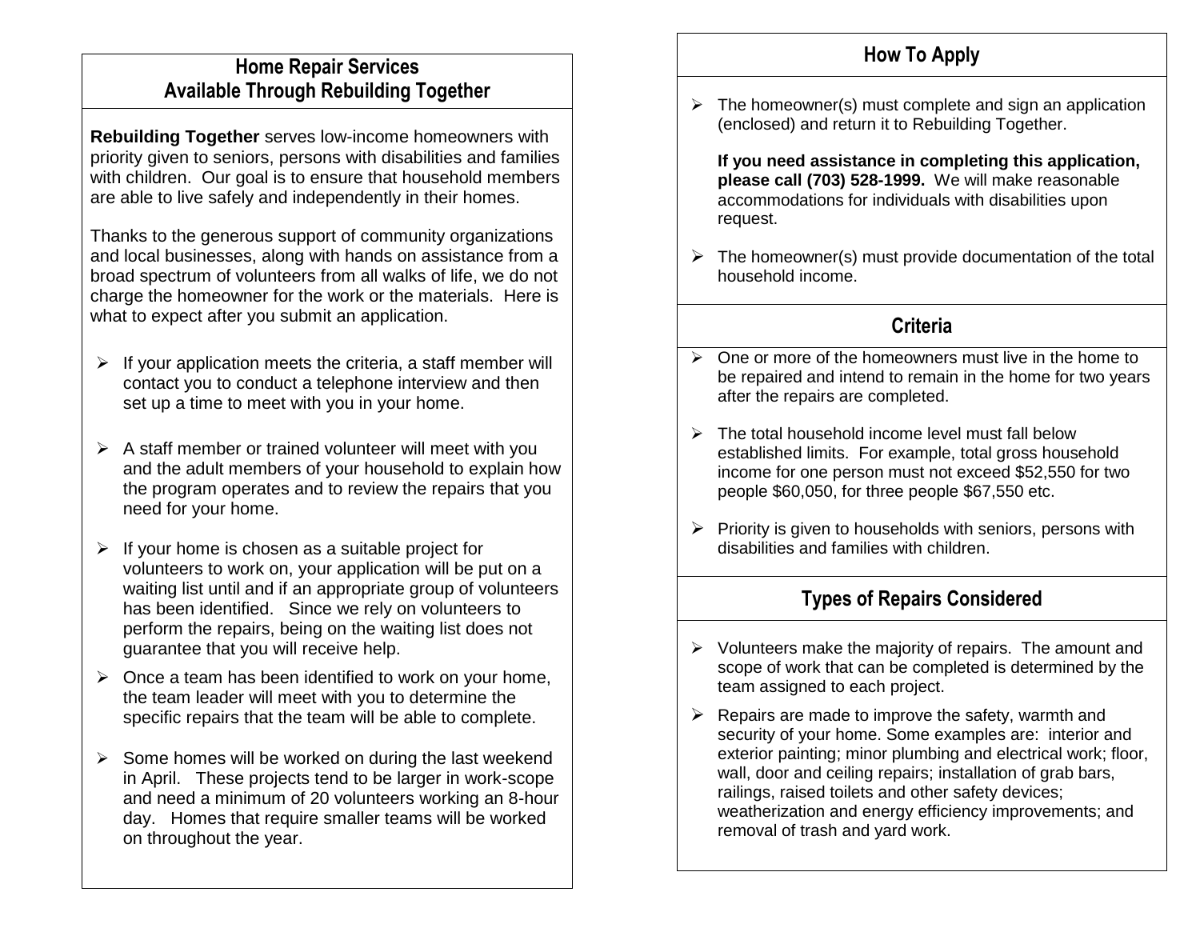## Home Repair Services Available Through Rebuilding Together

**Rebuilding Together** serves low-income homeowners with priority given to seniors, persons with disabilities and families with children. Our goal is to ensure that household members are able to live safely and independently in their homes.

Thanks to the generous support of community organizations and local businesses, along with hands on assistance from a broad spectrum of volunteers from all walks of life, we do not charge the homeowner for the work or the materials. Here is what to expect after you submit an application.

- If your application meets the criteria, a staff member will contact you to conduct a telephone interview and then set up a time to meet with you in your home.
- A staff member or trained volunteer will meet with you and the adult members of your household to explain how the program operates and to review the repairs that you need for your home.
- If your home is chosen as a suitable project for volunteers to work on, your application will be put on a waiting list until and if an appropriate group of volunteers has been identified. Since we rely on volunteers to perform the repairs, being on the waiting list does not guarantee that you will receive help.
- Once a team has been identified to work on your home, the team leader will meet with you to determine the specific repairs that the team will be able to complete.
- Some homes will be worked on during the last weekend in April. These projects tend to be larger in work-scope and need a minimum of 20 volunteers working an 8-hour day. Homes that require smaller teams will be worked on throughout the year.

## How To Apply

- The homeowner(s) must complete and sign an application (enclosed) and return it to Rebuilding Together.

  **If you need assistance in completing this application, please call (703) 528-1999.** We will make reasonable accommodations for individuals with disabilities upon request.

- The homeowner(s) must provide documentation of the total household income.

## Criteria

- One or more of the homeowners must live in the home to be repaired and intend to remain in the home for two years after the repairs are completed.
- The total household income level must fall below established limits. For example, total gross household income for one person must not exceed $52,550 for two people $60,050, for three people $67,550 etc.
- Priority is given to households with seniors, persons with disabilities and families with children.

## Types of Repairs Considered

- Volunteers make the majority of repairs. The amount and scope of work that can be completed is determined by the team assigned to each project.
- Repairs are made to improve the safety, warmth and security of your home. Some examples are: interior and exterior painting; minor plumbing and electrical work; floor, wall, door and ceiling repairs; installation of grab bars, railings, raised toilets and other safety devices; weatherization and energy efficiency improvements; and removal of trash and yard work.